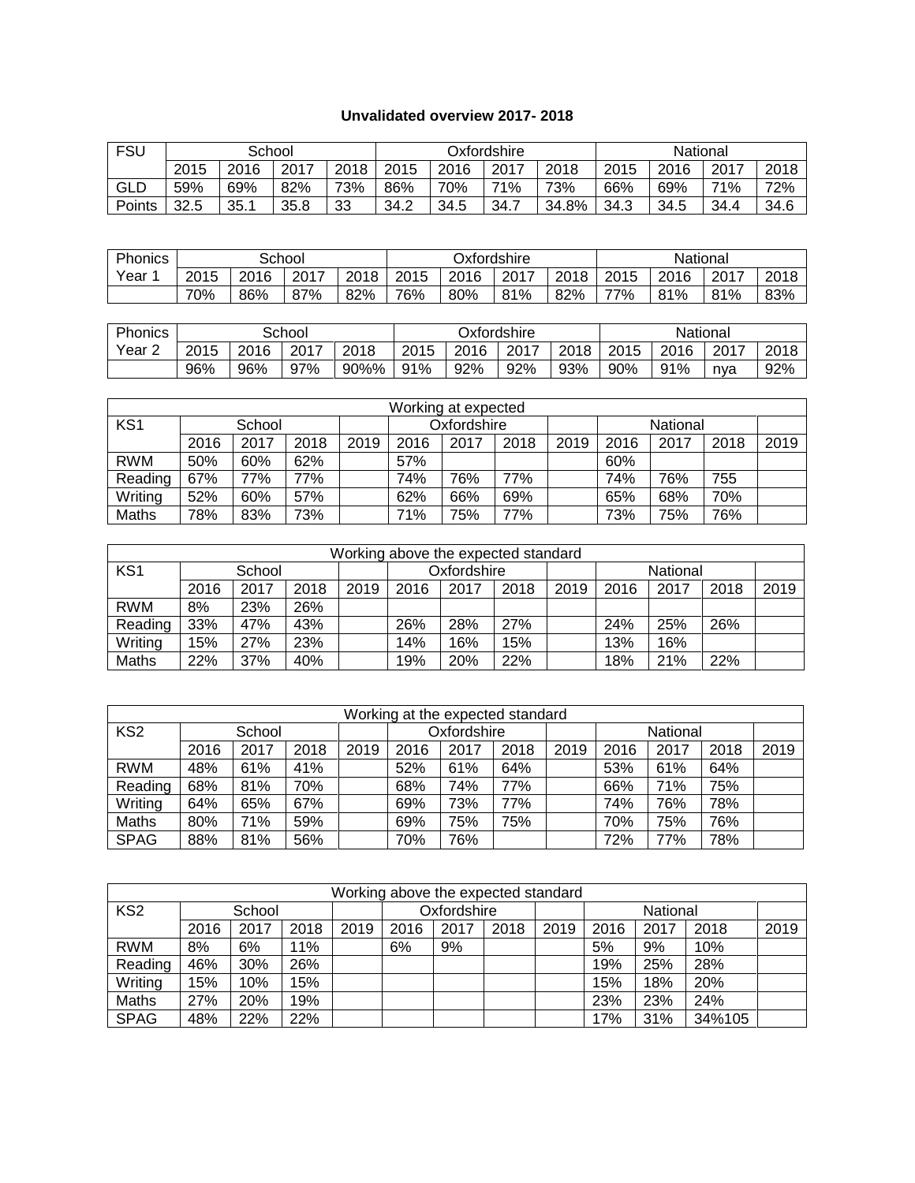**Unvalidated overview 2017- 2018**

| FSU | School | | | | Oxfordshire | | | | National | | | |
|---|---|---|---|---|---|---|---|---|---|---|---|---|
| | 2015 | 2016 | 2017 | 2018 | 2015 | 2016 | 2017 | 2018 | 2015 | 2016 | 2017 | 2018 |
| GLD | 59% | 69% | 82% | 73% | 86% | 70% | 71% | 73% | 66% | 69% | 71% | 72% |
| Points | 32.5 | 35.1 | 35.8 | 33 | 34.2 | 34.5 | 34.7 | 34.8% | 34.3 | 34.5 | 34.4 | 34.6 |

| Phonics Year 1 | School | | | | Oxfordshire | | | | National | | | |
|---|---|---|---|---|---|---|---|---|---|---|---|---|
| | 2015 | 2016 | 2017 | 2018 | 2015 | 2016 | 2017 | 2018 | 2015 | 2016 | 2017 | 2018 |
| | 70% | 86% | 87% | 82% | 76% | 80% | 81% | 82% | 77% | 81% | 81% | 83% |

| Phonics Year 2 | School | | | | Oxfordshire | | | | National | | | |
|---|---|---|---|---|---|---|---|---|---|---|---|---|
| | 2015 | 2016 | 2017 | 2018 | 2015 | 2016 | 2017 | 2018 | 2015 | 2016 | 2017 | 2018 |
| | 96% | 96% | 97% | 90%% | 91% | 92% | 92% | 93% | 90% | 91% | nya | 92% |

| Working at expected | | | | | | | | | | | | |
|---|---|---|---|---|---|---|---|---|---|---|---|---|
| KS1 | School | | | | Oxfordshire | | | | National | | | |
| | 2016 | 2017 | 2018 | 2019 | 2016 | 2017 | 2018 | 2019 | 2016 | 2017 | 2018 | 2019 |
| RWM | 50% | 60% | 62% | | 57% | | | | 60% | | | |
| Reading | 67% | 77% | 77% | | 74% | 76% | 77% | | 74% | 76% | 755 | |
| Writing | 52% | 60% | 57% | | 62% | 66% | 69% | | 65% | 68% | 70% | |
| Maths | 78% | 83% | 73% | | 71% | 75% | 77% | | 73% | 75% | 76% | |

| Working above the expected standard | | | | | | | | | | | | |
|---|---|---|---|---|---|---|---|---|---|---|---|---|
| KS1 | School | | | | Oxfordshire | | | | National | | | |
| | 2016 | 2017 | 2018 | 2019 | 2016 | 2017 | 2018 | 2019 | 2016 | 2017 | 2018 | 2019 |
| RWM | 8% | 23% | 26% | | | | | | | | | |
| Reading | 33% | 47% | 43% | | 26% | 28% | 27% | | 24% | 25% | 26% | |
| Writing | 15% | 27% | 23% | | 14% | 16% | 15% | | 13% | 16% | | |
| Maths | 22% | 37% | 40% | | 19% | 20% | 22% | | 18% | 21% | 22% | |

| Working at the expected standard | | | | | | | | | | | | |
|---|---|---|---|---|---|---|---|---|---|---|---|---|
| KS2 | School | | | | Oxfordshire | | | | National | | | |
| | 2016 | 2017 | 2018 | 2019 | 2016 | 2017 | 2018 | 2019 | 2016 | 2017 | 2018 | 2019 |
| RWM | 48% | 61% | 41% | | 52% | 61% | 64% | | 53% | 61% | 64% | |
| Reading | 68% | 81% | 70% | | 68% | 74% | 77% | | 66% | 71% | 75% | |
| Writing | 64% | 65% | 67% | | 69% | 73% | 77% | | 74% | 76% | 78% | |
| Maths | 80% | 71% | 59% | | 69% | 75% | 75% | | 70% | 75% | 76% | |
| SPAG | 88% | 81% | 56% | | 70% | 76% | | | 72% | 77% | 78% | |

| Working above the expected standard | | | | | | | | | | | | |
|---|---|---|---|---|---|---|---|---|---|---|---|---|
| KS2 | School | | | | Oxfordshire | | | | National | | | |
| | 2016 | 2017 | 2018 | 2019 | 2016 | 2017 | 2018 | 2019 | 2016 | 2017 | 2018 | 2019 |
| RWM | 8% | 6% | 11% | | 6% | 9% | | | 5% | 9% | 10% | |
| Reading | 46% | 30% | 26% | | | | | | 19% | 25% | 28% | |
| Writing | 15% | 10% | 15% | | | | | | 15% | 18% | 20% | |
| Maths | 27% | 20% | 19% | | | | | | 23% | 23% | 24% | |
| SPAG | 48% | 22% | 22% | | | | | | 17% | 31% | 34%105 | |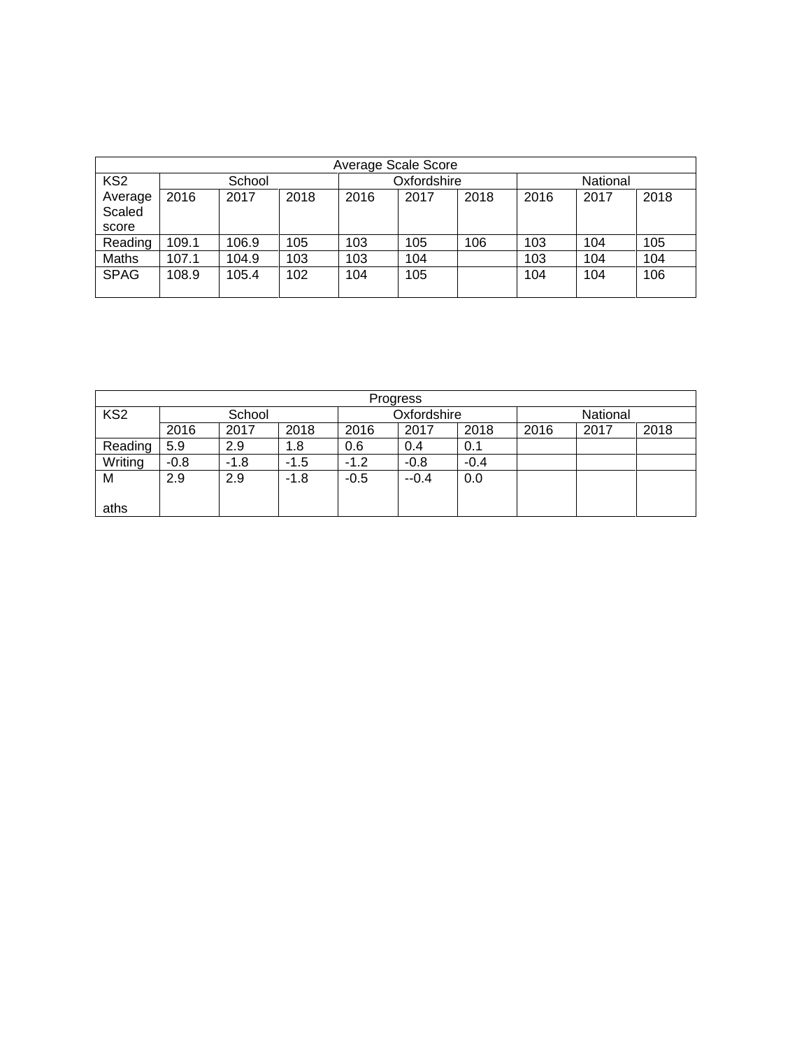| Average Scale Score | | | | | | | | | |
|---|---|---|---|---|---|---|---|---|---|
| KS2 | School | | | Oxfordshire | | | National | | |
| Average Scaled score | 2016 | 2017 | 2018 | 2016 | 2017 | 2018 | 2016 | 2017 | 2018 |
| Reading | 109.1 | 106.9 | 105 | 103 | 105 | 106 | 103 | 104 | 105 |
| Maths | 107.1 | 104.9 | 103 | 103 | 104 | | 103 | 104 | 104 |
| SPAG | 108.9 | 105.4 | 102 | 104 | 105 | | 104 | 104 | 106 |

| Progress | | | | | | | | | |
|---|---|---|---|---|---|---|---|---|---|
| KS2 | School | | | Oxfordshire | | | National | | |
| | 2016 | 2017 | 2018 | 2016 | 2017 | 2018 | 2016 | 2017 | 2018 |
| Reading | 5.9 | 2.9 | 1.8 | 0.6 | 0.4 | 0.1 | | | |
| Writing | -0.8 | -1.8 | -1.5 | -1.2 | -0.8 | -0.4 | | | |
| Maths | 2.9 | 2.9 | -1.8 | -0.5 | --0.4 | 0.0 | | | |